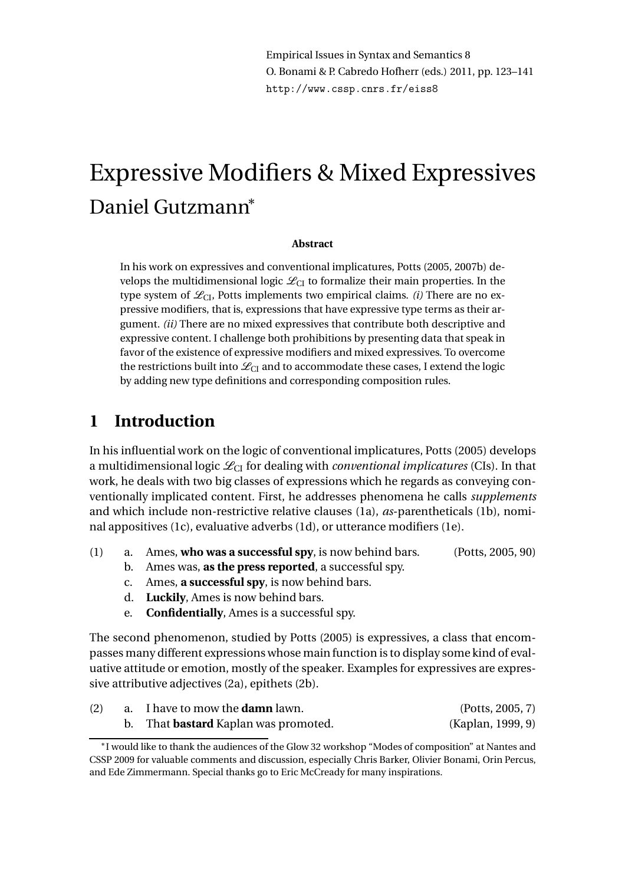Empirical Issues in Syntax and Semantics 8
O. Bonami & P. Cabredo Hofherr (eds.) 2011, pp. 123–141
http://www.cssp.cnrs.fr/eiss8

# Expressive Modifiers & Mixed Expressives

## Daniel Gutzmann*

**Abstract**

In his work on expressives and conventional implicatures, Potts (2005, 2007b) develops the multidimensional logic $\mathcal{L}_{\text{CI}}$ to formalize their main properties. In the type system of $\mathcal{L}_{\text{CI}}$, Potts implements two empirical claims. *(i)* There are no expressive modifiers, that is, expressions that have expressive type terms as their argument. *(ii)* There are no mixed expressives that contribute both descriptive and expressive content. I challenge both prohibitions by presenting data that speak in favor of the existence of expressive modifiers and mixed expressives. To overcome the restrictions built into $\mathcal{L}_{\text{CI}}$ and to accommodate these cases, I extend the logic by adding new type definitions and corresponding composition rules.

## 1 Introduction

In his influential work on the logic of conventional implicatures, Potts (2005) develops a multidimensional logic $\mathcal{L}_{\text{CI}}$ for dealing with *conventional implicatures* (CIs). In that work, he deals with two big classes of expressions which he regards as conveying conventionally implicated content. First, he addresses phenomena he calls *supplements* and which include non-restrictive relative clauses (1a), *as*-parentheticals (1b), nominal appositives (1c), evaluative adverbs (1d), or utterance modifiers (1e).

(1)
a. Ames, **who was a successful spy**, is now behind bars. (Potts, 2005, 90)
b. Ames was, **as the press reported**, a successful spy.
c. Ames, **a successful spy**, is now behind bars.
d. **Luckily**, Ames is now behind bars.
e. **Confidentially**, Ames is a successful spy.

The second phenomenon, studied by Potts (2005) is expressives, a class that encompasses many different expressions whose main function is to display some kind of evaluative attitude or emotion, mostly of the speaker. Examples for expressives are expressive attributive adjectives (2a), epithets (2b).

(2)
a. I have to mow the **damn** lawn. (Potts, 2005, 7)
b. That **bastard** Kaplan was promoted. (Kaplan, 1999, 9)

*I would like to thank the audiences of the Glow 32 workshop "Modes of composition" at Nantes and CSSP 2009 for valuable comments and discussion, especially Chris Barker, Olivier Bonami, Orin Percus, and Ede Zimmermann. Special thanks go to Eric McCready for many inspirations.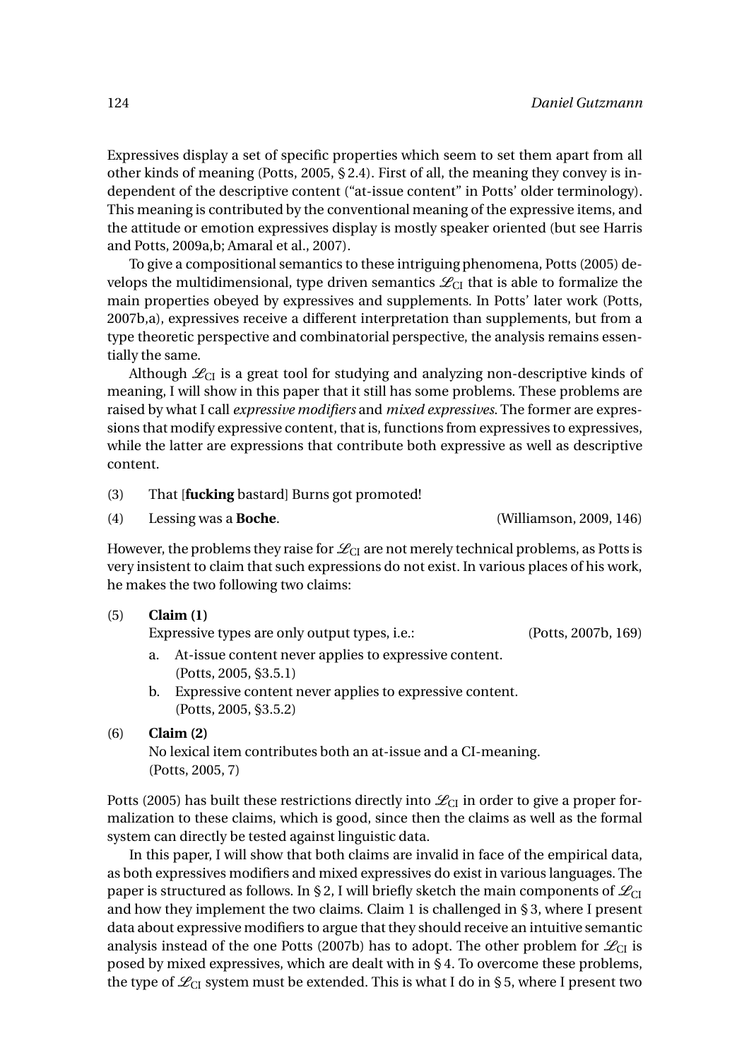Expressives display a set of specific properties which seem to set them apart from all other kinds of meaning (Potts, 2005, § 2.4). First of all, the meaning they convey is independent of the descriptive content ("at-issue content" in Potts' older terminology). This meaning is contributed by the conventional meaning of the expressive items, and the attitude or emotion expressives display is mostly speaker oriented (but see Harris and Potts, 2009a,b; Amaral et al., 2007).

To give a compositional semantics to these intriguing phenomena, Potts (2005) develops the multidimensional, type driven semantics $\mathscr{L}_{\text{CI}}$ that is able to formalize the main properties obeyed by expressives and supplements. In Potts' later work (Potts, 2007b,a), expressives receive a different interpretation than supplements, but from a type theoretic perspective and combinatorial perspective, the analysis remains essentially the same.

Although $\mathscr{L}_{\text{CI}}$ is a great tool for studying and analyzing non-descriptive kinds of meaning, I will show in this paper that it still has some problems. These problems are raised by what I call *expressive modifiers* and *mixed expressives*. The former are expressions that modify expressive content, that is, functions from expressives to expressives, while the latter are expressions that contribute both expressive as well as descriptive content.

(3) That [**fucking** bastard] Burns got promoted!

(4) Lessing was a **Boche**. (Williamson, 2009, 146)

However, the problems they raise for $\mathscr{L}_{\text{CI}}$ are not merely technical problems, as Potts is very insistent to claim that such expressions do not exist. In various places of his work, he makes the two following two claims:

(5) **Claim (1)**
Expressive types are only output types, i.e.: (Potts, 2007b, 169)

   a. At-issue content never applies to expressive content. (Potts, 2005, §3.5.1)
   b. Expressive content never applies to expressive content. (Potts, 2005, §3.5.2)

(6) **Claim (2)**
No lexical item contributes both an at-issue and a CI-meaning. (Potts, 2005, 7)

Potts (2005) has built these restrictions directly into $\mathscr{L}_{\text{CI}}$ in order to give a proper formalization to these claims, which is good, since then the claims as well as the formal system can directly be tested against linguistic data.

In this paper, I will show that both claims are invalid in face of the empirical data, as both expressives modifiers and mixed expressives do exist in various languages. The paper is structured as follows. In § 2, I will briefly sketch the main components of $\mathscr{L}_{\text{CI}}$ and how they implement the two claims. Claim 1 is challenged in § 3, where I present data about expressive modifiers to argue that they should receive an intuitive semantic analysis instead of the one Potts (2007b) has to adopt. The other problem for $\mathscr{L}_{\text{CI}}$ is posed by mixed expressives, which are dealt with in § 4. To overcome these problems, the type of $\mathscr{L}_{\text{CI}}$ system must be extended. This is what I do in § 5, where I present two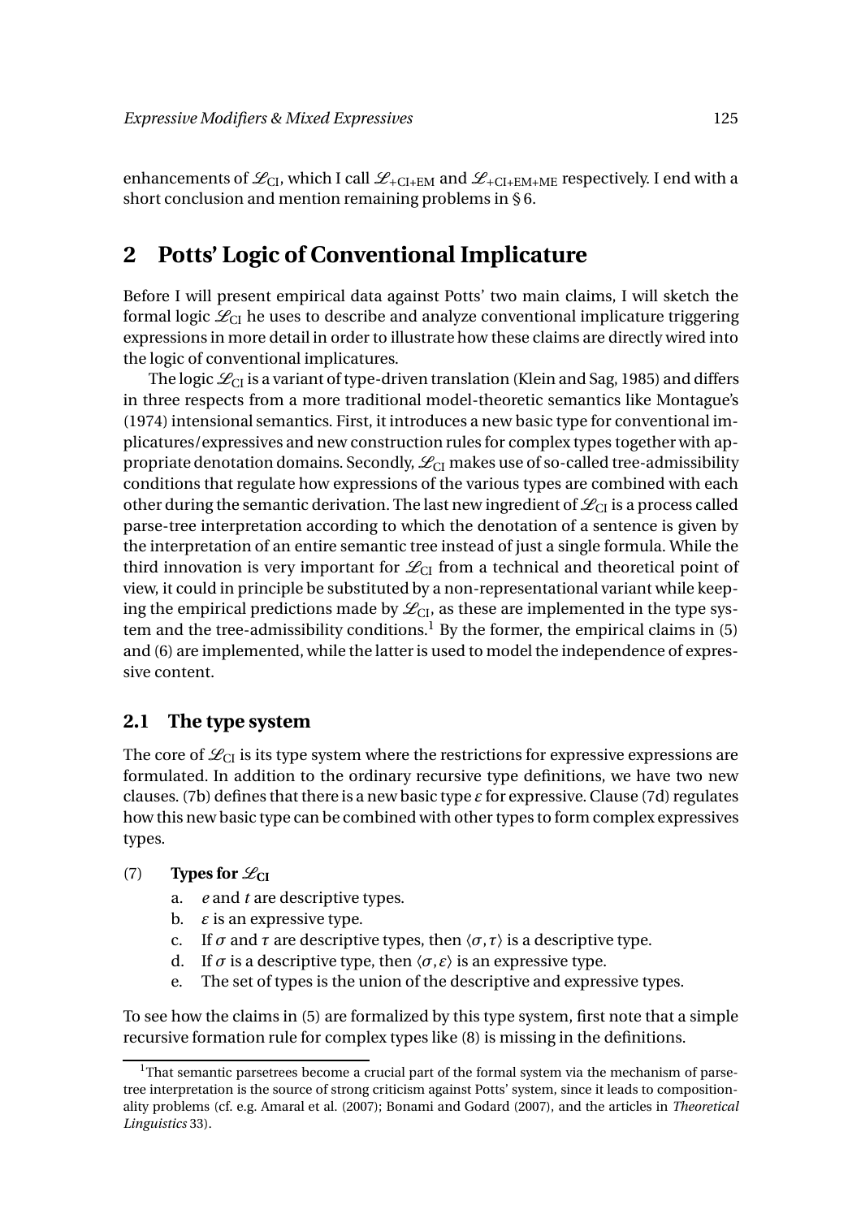enhancements of $\mathscr{L}_{\text{CI}}$, which I call $\mathscr{L}_{+\text{CI+EM}}$ and $\mathscr{L}_{+\text{CI+EM+ME}}$ respectively. I end with a short conclusion and mention remaining problems in § 6.

## 2 Potts' Logic of Conventional Implicature

Before I will present empirical data against Potts' two main claims, I will sketch the formal logic $\mathscr{L}_{\text{CI}}$ he uses to describe and analyze conventional implicature triggering expressions in more detail in order to illustrate how these claims are directly wired into the logic of conventional implicatures.

The logic $\mathscr{L}_{\text{CI}}$ is a variant of type-driven translation (Klein and Sag, 1985) and differs in three respects from a more traditional model-theoretic semantics like Montague's (1974) intensional semantics. First, it introduces a new basic type for conventional implicatures/expressives and new construction rules for complex types together with appropriate denotation domains. Secondly, $\mathscr{L}_{\text{CI}}$ makes use of so-called tree-admissibility conditions that regulate how expressions of the various types are combined with each other during the semantic derivation. The last new ingredient of $\mathscr{L}_{\text{CI}}$ is a process called parse-tree interpretation according to which the denotation of a sentence is given by the interpretation of an entire semantic tree instead of just a single formula. While the third innovation is very important for $\mathscr{L}_{\text{CI}}$ from a technical and theoretical point of view, it could in principle be substituted by a non-representational variant while keeping the empirical predictions made by $\mathscr{L}_{\text{CI}}$, as these are implemented in the type system and the tree-admissibility conditions.[1] By the former, the empirical claims in (5) and (6) are implemented, while the latter is used to model the independence of expressive content.

### 2.1 The type system

The core of $\mathscr{L}_{\text{CI}}$ is its type system where the restrictions for expressive expressions are formulated. In addition to the ordinary recursive type definitions, we have two new clauses. (7b) defines that there is a new basic type $\varepsilon$ for expressive. Clause (7d) regulates how this new basic type can be combined with other types to form complex expressives types.

(7) **Types for $\mathscr{L}_{\text{CI}}$**

a. $e$ and $t$ are descriptive types.
b. $\varepsilon$ is an expressive type.
c. If $\sigma$ and $\tau$ are descriptive types, then $\langle \sigma, \tau \rangle$ is a descriptive type.
d. If $\sigma$ is a descriptive type, then $\langle \sigma, \varepsilon \rangle$ is an expressive type.
e. The set of types is the union of the descriptive and expressive types.

To see how the claims in (5) are formalized by this type system, first note that a simple recursive formation rule for complex types like (8) is missing in the definitions.

[1] That semantic parsetrees become a crucial part of the formal system via the mechanism of parsetree interpretation is the source of strong criticism against Potts' system, since it leads to compositionality problems (cf. e.g. Amaral et al. (2007); Bonami and Godard (2007), and the articles in *Theoretical Linguistics* 33).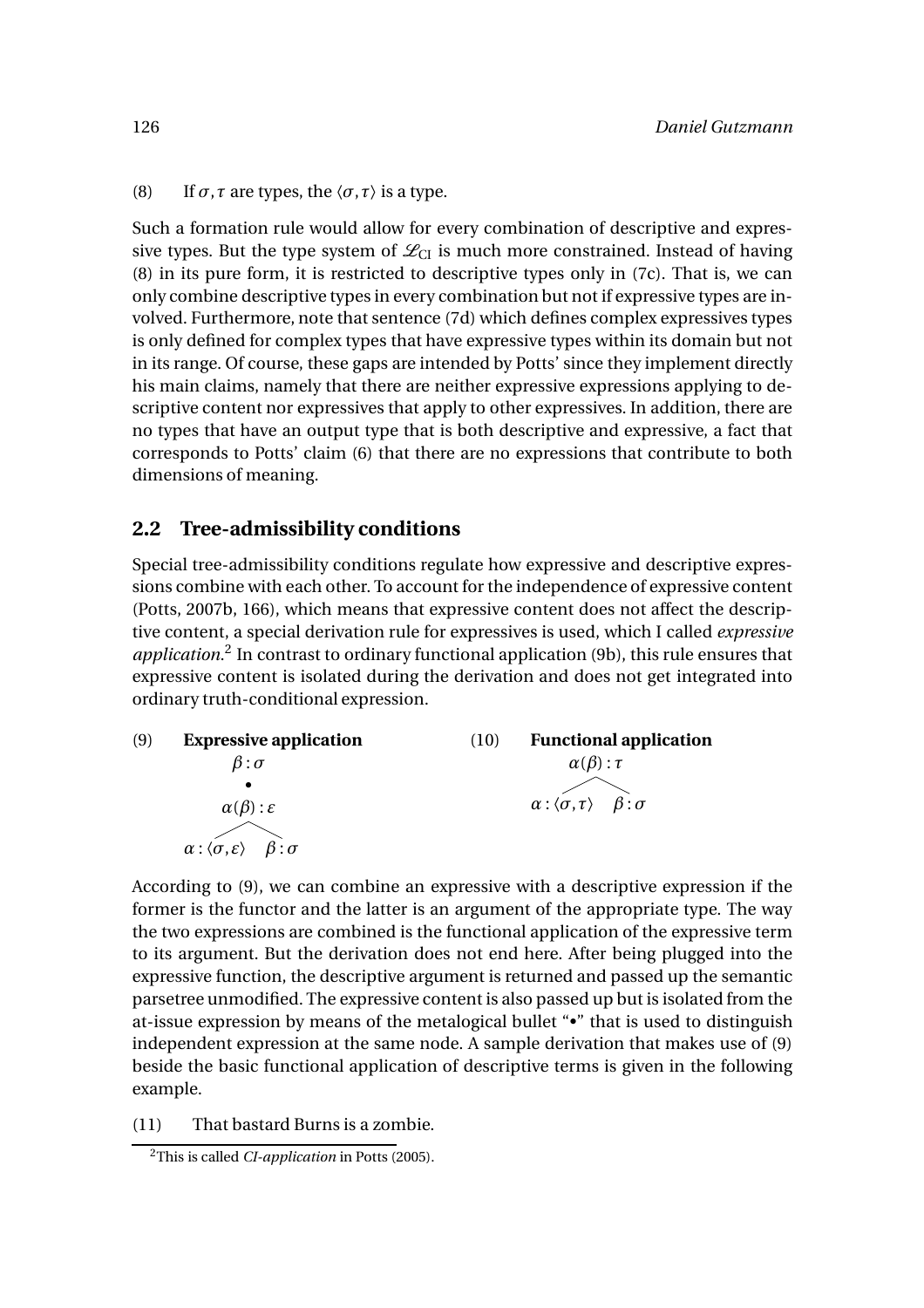(8) If $\sigma, \tau$ are types, the $\langle \sigma, \tau \rangle$ is a type.

Such a formation rule would allow for every combination of descriptive and expressive types. But the type system of $\mathscr{L}_{\text{CI}}$ is much more constrained. Instead of having (8) in its pure form, it is restricted to descriptive types only in (7c). That is, we can only combine descriptive types in every combination but not if expressive types are involved. Furthermore, note that sentence (7d) which defines complex expressives types is only defined for complex types that have expressive types within its domain but not in its range. Of course, these gaps are intended by Potts' since they implement directly his main claims, namely that there are neither expressive expressions applying to descriptive content nor expressives that apply to other expressives. In addition, there are no types that have an output type that is both descriptive and expressive, a fact that corresponds to Potts' claim (6) that there are no expressions that contribute to both dimensions of meaning.

## 2.2 Tree-admissibility conditions

Special tree-admissibility conditions regulate how expressive and descriptive expressions combine with each other. To account for the independence of expressive content (Potts, 2007b, 166), which means that expressive content does not affect the descriptive content, a special derivation rule for expressives is used, which I called *expressive application*.[2] In contrast to ordinary functional application (9b), this rule ensures that expressive content is isolated during the derivation and does not get integrated into ordinary truth-conditional expression.

(9) **Expressive application**

$$\begin{array}{c} \beta : \sigma \\ \bullet \\ \alpha(\beta) : \varepsilon \\ \diagup \quad \diagdown \\ \alpha : \langle \sigma, \varepsilon \rangle \quad \beta : \sigma \end{array}$$

(10) **Functional application**

$$\begin{array}{c} \alpha(\beta) : \tau \\ \diagup \quad \diagdown \\ \alpha : \langle \sigma, \tau \rangle \quad \beta : \sigma \end{array}$$

According to (9), we can combine an expressive with a descriptive expression if the former is the functor and the latter is an argument of the appropriate type. The way the two expressions are combined is the functional application of the expressive term to its argument. But the derivation does not end here. After being plugged into the expressive function, the descriptive argument is returned and passed up the semantic parsetree unmodified. The expressive content is also passed up but is isolated from the at-issue expression by means of the metalogical bullet "•" that is used to distinguish independent expression at the same node. A sample derivation that makes use of (9) beside the basic functional application of descriptive terms is given in the following example.

(11) That bastard Burns is a zombie.

[2] This is called *CI-application* in Potts (2005).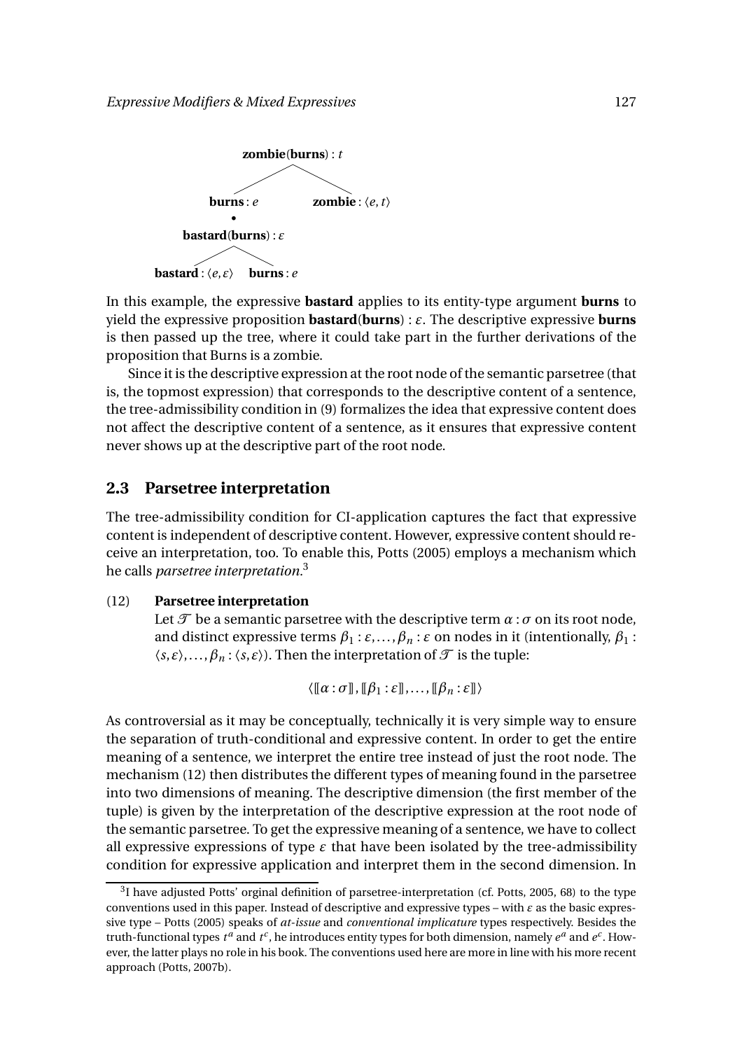$$
\begin{array}{c}
\textbf{zombie}(\textbf{burns}) : t \\
\diagup \qquad\qquad \diagdown \\
\textbf{burns} : e \qquad\qquad \textbf{zombie} : \langle e, t\rangle \\
\bullet \\
\textbf{bastard}(\textbf{burns}) : \varepsilon \\
\diagup \qquad \diagdown \\
\textbf{bastard} : \langle e, \varepsilon\rangle \quad \textbf{burns} : e
\end{array}
$$

In this example, the expressive **bastard** applies to its entity-type argument **burns** to yield the expressive proposition **bastard**(**burns**) : $\varepsilon$. The descriptive expressive **burns** is then passed up the tree, where it could take part in the further derivations of the proposition that Burns is a zombie.

Since it is the descriptive expression at the root node of the semantic parsetree (that is, the topmost expression) that corresponds to the descriptive content of a sentence, the tree-admissibility condition in (9) formalizes the idea that expressive content does not affect the descriptive content of a sentence, as it ensures that expressive content never shows up at the descriptive part of the root node.

## 2.3 Parsetree interpretation

The tree-admissibility condition for CI-application captures the fact that expressive content is independent of descriptive content. However, expressive content should receive an interpretation, too. To enable this, Potts (2005) employs a mechanism which he calls *parsetree interpretation*.[3]

(12) **Parsetree interpretation**
Let $\mathcal{T}$ be a semantic parsetree with the descriptive term $\alpha : \sigma$ on its root node, and distinct expressive terms $\beta_1 : \varepsilon, \ldots, \beta_n : \varepsilon$ on nodes in it (intentionally, $\beta_1 : \langle s, \varepsilon\rangle, \ldots, \beta_n : \langle s, \varepsilon\rangle$). Then the interpretation of $\mathcal{T}$ is the tuple:

$$\langle [\![\alpha : \sigma]\!], [\![\beta_1 : \varepsilon]\!], \ldots, [\![\beta_n : \varepsilon]\!]\rangle$$

As controversial as it may be conceptually, technically it is very simple way to ensure the separation of truth-conditional and expressive content. In order to get the entire meaning of a sentence, we interpret the entire tree instead of just the root node. The mechanism (12) then distributes the different types of meaning found in the parsetree into two dimensions of meaning. The descriptive dimension (the first member of the tuple) is given by the interpretation of the descriptive expression at the root node of the semantic parsetree. To get the expressive meaning of a sentence, we have to collect all expressive expressions of type $\varepsilon$ that have been isolated by the tree-admissibility condition for expressive application and interpret them in the second dimension. In

[3] I have adjusted Potts' orginal definition of parsetree-interpretation (cf. Potts, 2005, 68) to the type conventions used in this paper. Instead of descriptive and expressive types – with $\varepsilon$ as the basic expressive type – Potts (2005) speaks of *at-issue* and *conventional implicature* types respectively. Besides the truth-functional types $t^a$ and $t^c$, he introduces entity types for both dimension, namely $e^a$ and $e^c$. However, the latter plays no role in his book. The conventions used here are more in line with his more recent approach (Potts, 2007b).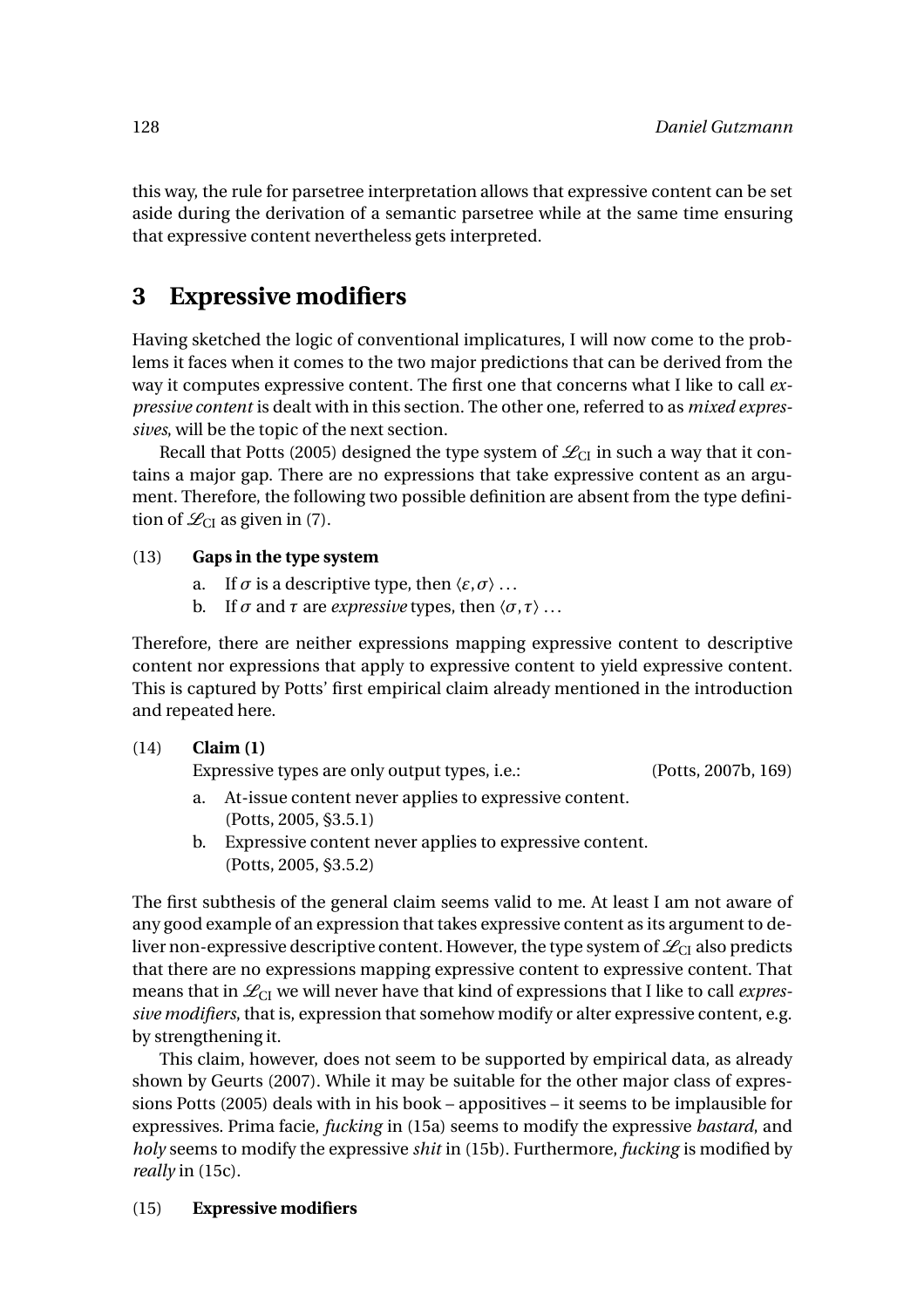this way, the rule for parsetree interpretation allows that expressive content can be set aside during the derivation of a semantic parsetree while at the same time ensuring that expressive content nevertheless gets interpreted.

## 3 Expressive modifiers

Having sketched the logic of conventional implicatures, I will now come to the problems it faces when it comes to the two major predictions that can be derived from the way it computes expressive content. The first one that concerns what I like to call *expressive content* is dealt with in this section. The other one, referred to as *mixed expressives*, will be the topic of the next section.

Recall that Potts (2005) designed the type system of $\mathcal{L}_{\text{CI}}$ in such a way that it contains a major gap. There are no expressions that take expressive content as an argument. Therefore, the following two possible definition are absent from the type definition of $\mathcal{L}_{\text{CI}}$ as given in (7).

(13) **Gaps in the type system**

a. If $\sigma$ is a descriptive type, then $\langle \varepsilon, \sigma \rangle \ldots$

b. If $\sigma$ and $\tau$ are *expressive* types, then $\langle \sigma, \tau \rangle \ldots$

Therefore, there are neither expressions mapping expressive content to descriptive content nor expressions that apply to expressive content to yield expressive content. This is captured by Potts' first empirical claim already mentioned in the introduction and repeated here.

(14) **Claim (1)**

Expressive types are only output types, i.e.: (Potts, 2007b, 169)

a. At-issue content never applies to expressive content. (Potts, 2005, §3.5.1)

b. Expressive content never applies to expressive content. (Potts, 2005, §3.5.2)

The first subthesis of the general claim seems valid to me. At least I am not aware of any good example of an expression that takes expressive content as its argument to deliver non-expressive descriptive content. However, the type system of $\mathcal{L}_{\text{CI}}$ also predicts that there are no expressions mapping expressive content to expressive content. That means that in $\mathcal{L}_{\text{CI}}$ we will never have that kind of expressions that I like to call *expressive modifiers*, that is, expression that somehow modify or alter expressive content, e.g. by strengthening it.

This claim, however, does not seem to be supported by empirical data, as already shown by Geurts (2007). While it may be suitable for the other major class of expressions Potts (2005) deals with in his book – appositives – it seems to be implausible for expressives. Prima facie, *fucking* in (15a) seems to modify the expressive *bastard*, and *holy* seems to modify the expressive *shit* in (15b). Furthermore, *fucking* is modified by *really* in (15c).

(15) **Expressive modifiers**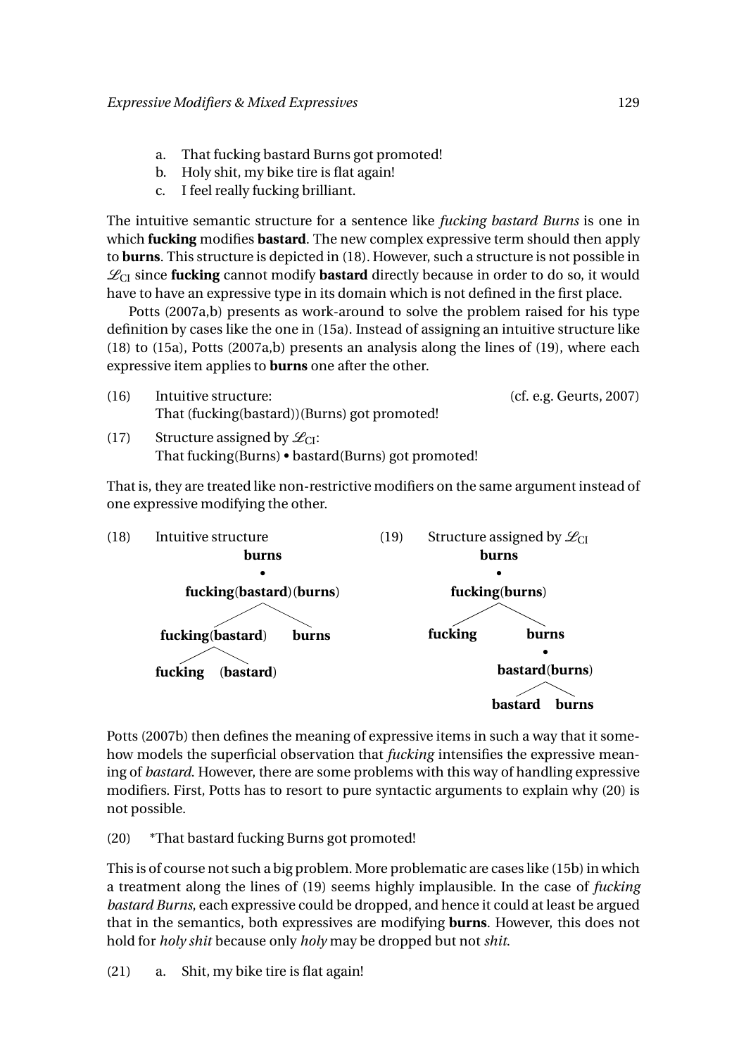a. That fucking bastard Burns got promoted!
b. Holy shit, my bike tire is flat again!
c. I feel really fucking brilliant.

The intuitive semantic structure for a sentence like *fucking bastard Burns* is one in which **fucking** modifies **bastard**. The new complex expressive term should then apply to **burns**. This structure is depicted in (18). However, such a structure is not possible in $\mathscr{L}_{\text{CI}}$ since **fucking** cannot modify **bastard** directly because in order to do so, it would have to have an expressive type in its domain which is not defined in the first place.

Potts (2007a,b) presents as work-around to solve the problem raised for his type definition by cases like the one in (15a). Instead of assigning an intuitive structure like (18) to (15a), Potts (2007a,b) presents an analysis along the lines of (19), where each expressive item applies to **burns** one after the other.

(16) Intuitive structure: (cf. e.g. Geurts, 2007)
That (fucking(bastard))(Burns) got promoted!

(17) Structure assigned by $\mathscr{L}_{\text{CI}}$:
That fucking(Burns) • bastard(Burns) got promoted!

That is, they are treated like non-restrictive modifiers on the same argument instead of one expressive modifying the other.

(18) Intuitive structure

```
                 burns
                   •
       fucking(bastard)(burns)
          /                \
  fucking(bastard)        burns
     /        \
 fucking   (bastard)
```

(19) Structure assigned by $\mathscr{L}_{\text{CI}}$

```
              burns
                •
         fucking(burns)
          /          \
     fucking        burns
                      •
                bastard(burns)
                  /       \
              bastard    burns
```

Potts (2007b) then defines the meaning of expressive items in such a way that it somehow models the superficial observation that *fucking* intensifies the expressive meaning of *bastard*. However, there are some problems with this way of handling expressive modifiers. First, Potts has to resort to pure syntactic arguments to explain why (20) is not possible.

(20) *That bastard fucking Burns got promoted!

This is of course not such a big problem. More problematic are cases like (15b) in which a treatment along the lines of (19) seems highly implausible. In the case of *fucking bastard Burns*, each expressive could be dropped, and hence it could at least be argued that in the semantics, both expressives are modifying **burns**. However, this does not hold for *holy shit* because only *holy* may be dropped but not *shit*.

(21) a. Shit, my bike tire is flat again!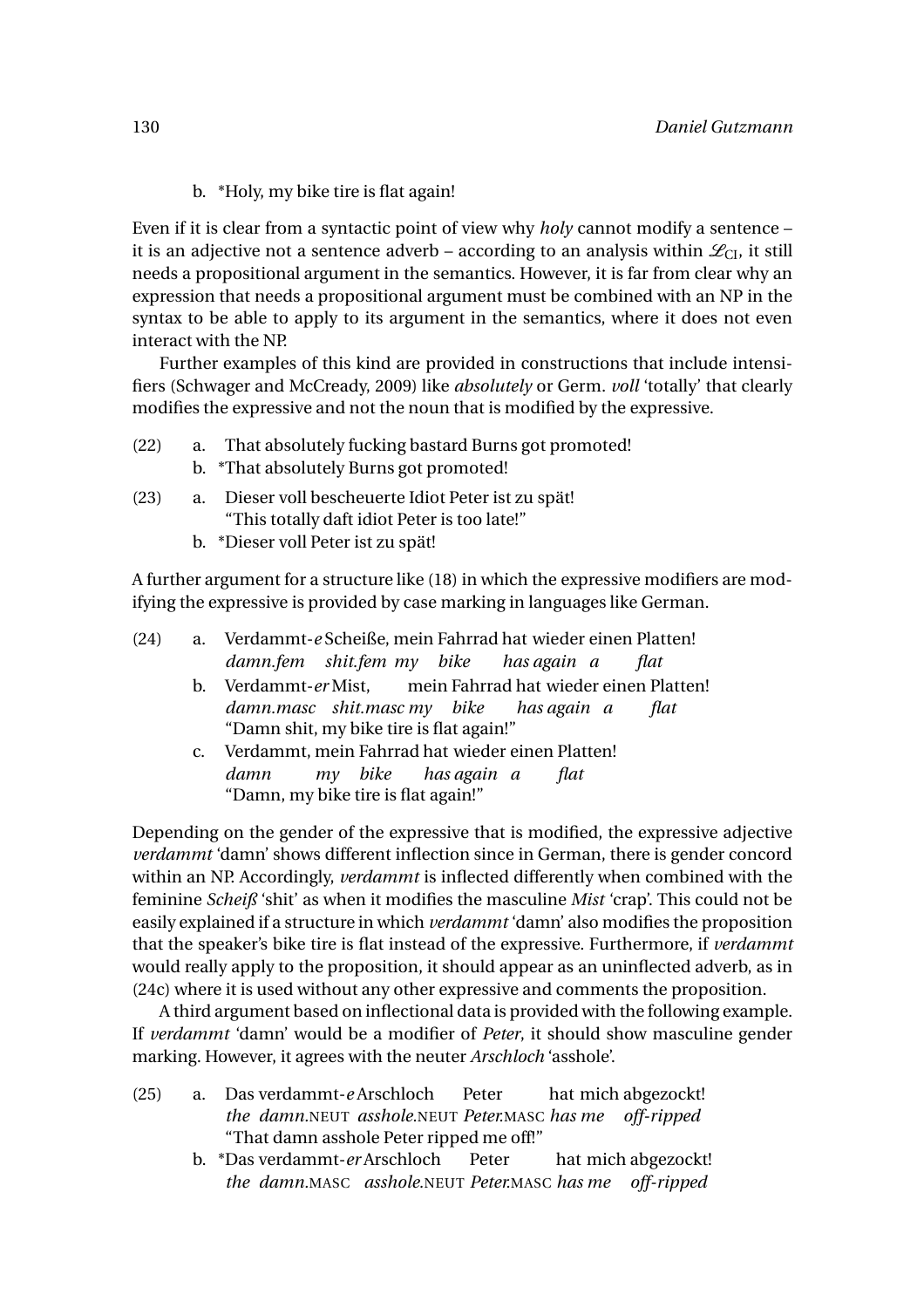b. *Holy, my bike tire is flat again!

Even if it is clear from a syntactic point of view why *holy* cannot modify a sentence – it is an adjective not a sentence adverb – according to an analysis within $\mathscr{L}_{\text{CI}}$, it still needs a propositional argument in the semantics. However, it is far from clear why an expression that needs a propositional argument must be combined with an NP in the syntax to be able to apply to its argument in the semantics, where it does not even interact with the NP.

Further examples of this kind are provided in constructions that include intensifiers (Schwager and McCready, 2009) like *absolutely* or Germ. *voll* 'totally' that clearly modifies the expressive and not the noun that is modified by the expressive.

(22) a. That absolutely fucking bastard Burns got promoted!
  b. *That absolutely Burns got promoted!

(23) a. Dieser voll bescheuerte Idiot Peter ist zu spät!
  "This totally daft idiot Peter is too late!"
  b. *Dieser voll Peter ist zu spät!

A further argument for a structure like (18) in which the expressive modifiers are modifying the expressive is provided by case marking in languages like German.

(24) a. Verdammt-*e* Scheiße, mein Fahrrad hat wieder einen Platten!
  *damn.fem shit.fem my bike has again a flat*
  b. Verdammt-*er* Mist, mein Fahrrad hat wieder einen Platten!
  *damn.masc shit.masc my bike has again a flat*
  "Damn shit, my bike tire is flat again!"
  c. Verdammt, mein Fahrrad hat wieder einen Platten!
  *damn my bike has again a flat*
  "Damn, my bike tire is flat again!"

Depending on the gender of the expressive that is modified, the expressive adjective *verdammt* 'damn' shows different inflection since in German, there is gender concord within an NP. Accordingly, *verdammt* is inflected differently when combined with the feminine *Scheiß* 'shit' as when it modifies the masculine *Mist* 'crap'. This could not be easily explained if a structure in which *verdammt* 'damn' also modifies the proposition that the speaker's bike tire is flat instead of the expressive. Furthermore, if *verdammt* would really apply to the proposition, it should appear as an uninflected adverb, as in (24c) where it is used without any other expressive and comments the proposition.

A third argument based on inflectional data is provided with the following example. If *verdammt* 'damn' would be a modifier of *Peter*, it should show masculine gender marking. However, it agrees with the neuter *Arschloch* 'asshole'.

(25) a. Das verdammt-*e* Arschloch Peter hat mich abgezockt!
  *the damn.*NEUT *asshole.*NEUT *Peter.*MASC *has me off-ripped*
  "That damn asshole Peter ripped me off!"
  b. *Das verdammt-*er* Arschloch Peter hat mich abgezockt!
  *the damn.*MASC *asshole.*NEUT *Peter.*MASC *has me off-ripped*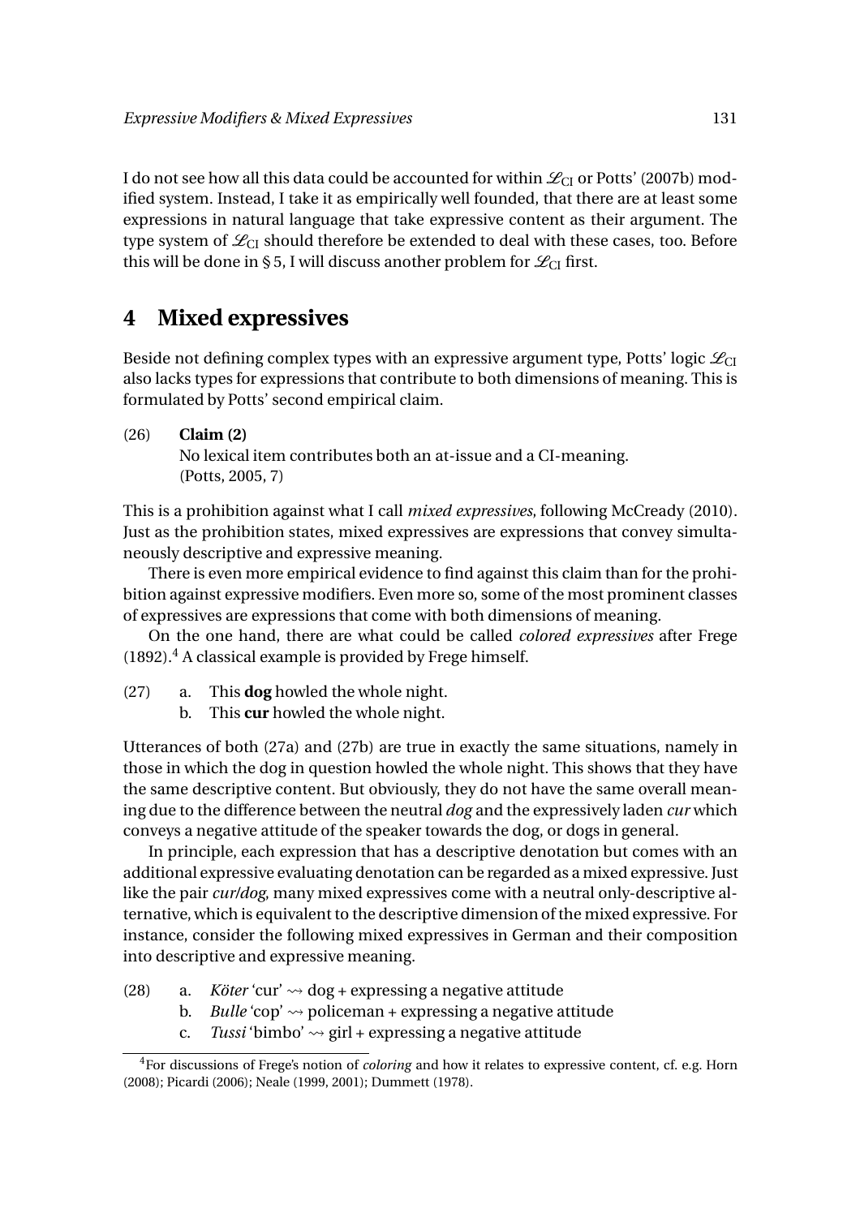I do not see how all this data could be accounted for within $\mathscr{L}_{\text{CI}}$ or Potts' (2007b) modified system. Instead, I take it as empirically well founded, that there are at least some expressions in natural language that take expressive content as their argument. The type system of $\mathscr{L}_{\text{CI}}$ should therefore be extended to deal with these cases, too. Before this will be done in § 5, I will discuss another problem for $\mathscr{L}_{\text{CI}}$ first.

# 4 Mixed expressives

Beside not defining complex types with an expressive argument type, Potts' logic $\mathscr{L}_{\text{CI}}$ also lacks types for expressions that contribute to both dimensions of meaning. This is formulated by Potts' second empirical claim.

(26) **Claim (2)**
No lexical item contributes both an at-issue and a CI-meaning.
(Potts, 2005, 7)

This is a prohibition against what I call *mixed expressives*, following McCready (2010). Just as the prohibition states, mixed expressives are expressions that convey simultaneously descriptive and expressive meaning.

There is even more empirical evidence to find against this claim than for the prohibition against expressive modifiers. Even more so, some of the most prominent classes of expressives are expressions that come with both dimensions of meaning.

On the one hand, there are what could be called *colored expressives* after Frege (1892).[4] A classical example is provided by Frege himself.

(27) a. This **dog** howled the whole night.
b. This **cur** howled the whole night.

Utterances of both (27a) and (27b) are true in exactly the same situations, namely in those in which the dog in question howled the whole night. This shows that they have the same descriptive content. But obviously, they do not have the same overall meaning due to the difference between the neutral *dog* and the expressively laden *cur* which conveys a negative attitude of the speaker towards the dog, or dogs in general.

In principle, each expression that has a descriptive denotation but comes with an additional expressive evaluating denotation can be regarded as a mixed expressive. Just like the pair *cur*/*dog*, many mixed expressives come with a neutral only-descriptive alternative, which is equivalent to the descriptive dimension of the mixed expressive. For instance, consider the following mixed expressives in German and their composition into descriptive and expressive meaning.

(28) a. *Köter* 'cur' $\rightsquigarrow$ dog + expressing a negative attitude
b. *Bulle* 'cop' $\rightsquigarrow$ policeman + expressing a negative attitude
c. *Tussi* 'bimbo' $\rightsquigarrow$ girl + expressing a negative attitude

[4] For discussions of Frege's notion of *coloring* and how it relates to expressive content, cf. e.g. Horn (2008); Picardi (2006); Neale (1999, 2001); Dummett (1978).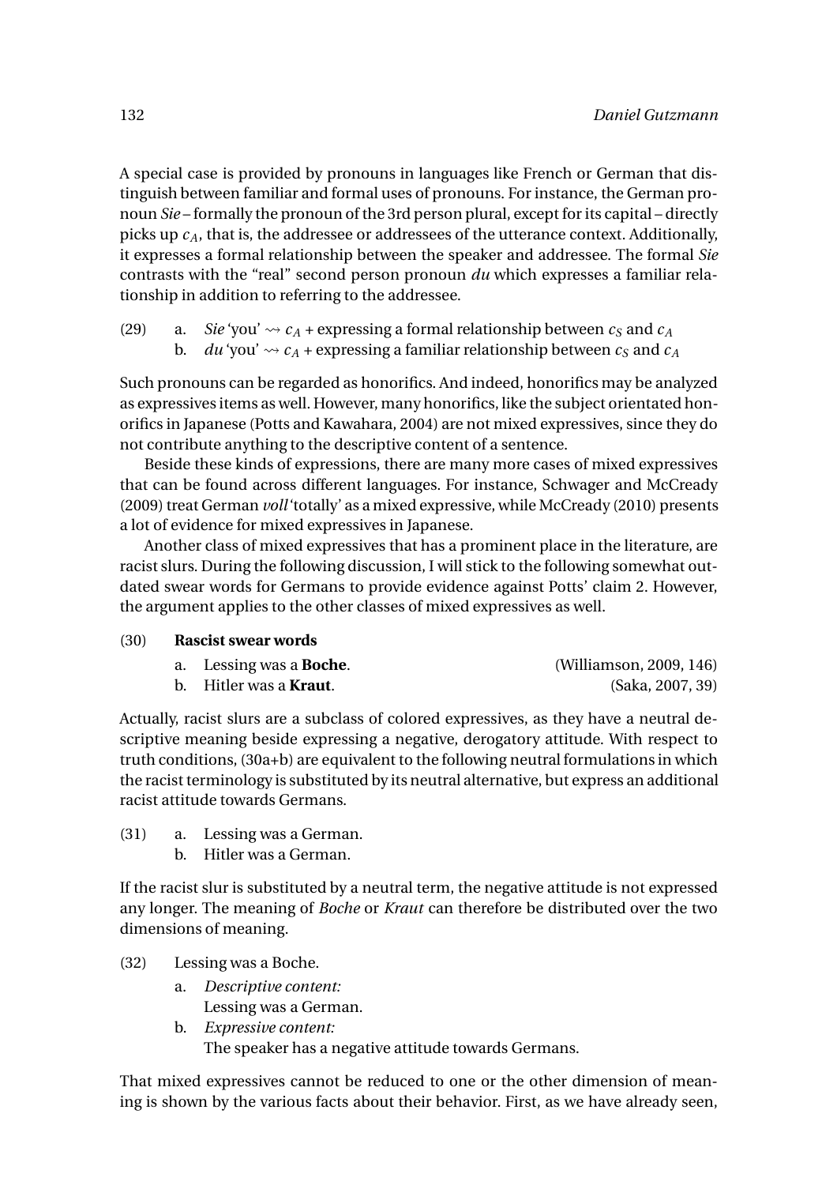A special case is provided by pronouns in languages like French or German that distinguish between familiar and formal uses of pronouns. For instance, the German pronoun *Sie* – formally the pronoun of the 3rd person plural, except for its capital – directly picks up $c_A$, that is, the addressee or addressees of the utterance context. Additionally, it expresses a formal relationship between the speaker and addressee. The formal *Sie* contrasts with the "real" second person pronoun *du* which expresses a familiar relationship in addition to referring to the addressee.

(29)
a. *Sie* 'you' $\rightsquigarrow c_A$ + expressing a formal relationship between $c_S$ and $c_A$
b. *du* 'you' $\rightsquigarrow c_A$ + expressing a familiar relationship between $c_S$ and $c_A$

Such pronouns can be regarded as honorifics. And indeed, honorifics may be analyzed as expressives items as well. However, many honorifics, like the subject orientated honorifics in Japanese (Potts and Kawahara, 2004) are not mixed expressives, since they do not contribute anything to the descriptive content of a sentence.

Beside these kinds of expressions, there are many more cases of mixed expressives that can be found across different languages. For instance, Schwager and McCready (2009) treat German *voll* 'totally' as a mixed expressive, while McCready (2010) presents a lot of evidence for mixed expressives in Japanese.

Another class of mixed expressives that has a prominent place in the literature, are racist slurs. During the following discussion, I will stick to the following somewhat outdated swear words for Germans to provide evidence against Potts' claim 2. However, the argument applies to the other classes of mixed expressives as well.

(30) **Rascist swear words**
a. Lessing was a **Boche**. (Williamson, 2009, 146)
b. Hitler was a **Kraut**. (Saka, 2007, 39)

Actually, racist slurs are a subclass of colored expressives, as they have a neutral descriptive meaning beside expressing a negative, derogatory attitude. With respect to truth conditions, (30a+b) are equivalent to the following neutral formulations in which the racist terminology is substituted by its neutral alternative, but express an additional racist attitude towards Germans.

(31)
a. Lessing was a German.
b. Hitler was a German.

If the racist slur is substituted by a neutral term, the negative attitude is not expressed any longer. The meaning of *Boche* or *Kraut* can therefore be distributed over the two dimensions of meaning.

(32) Lessing was a Boche.
a. *Descriptive content:*
Lessing was a German.
b. *Expressive content:*
The speaker has a negative attitude towards Germans.

That mixed expressives cannot be reduced to one or the other dimension of meaning is shown by the various facts about their behavior. First, as we have already seen,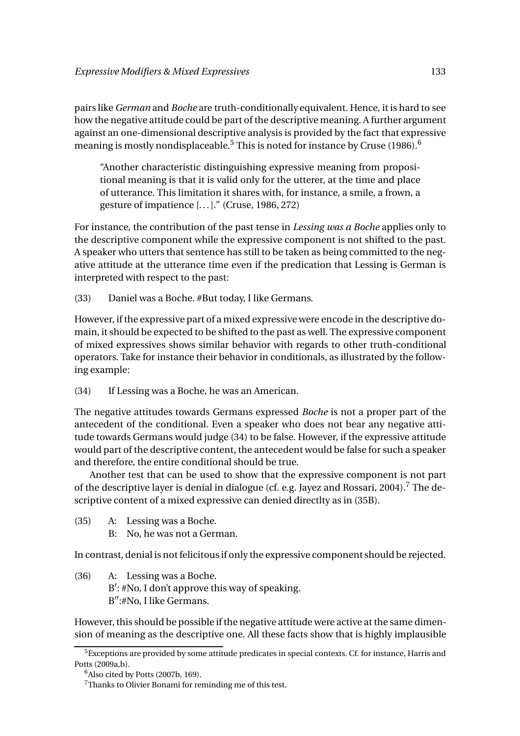pairs like *German* and *Boche* are truth-conditionally equivalent. Hence, it is hard to see how the negative attitude could be part of the descriptive meaning. A further argument against an one-dimensional descriptive analysis is provided by the fact that expressive meaning is mostly nondisplaceable.[5] This is noted for instance by Cruse (1986).[6]

> "Another characteristic distinguishing expressive meaning from propositional meaning is that it is valid only for the utterer, at the time and place of utterance. This limitation it shares with, for instance, a smile, a frown, a gesture of impatience [. . . ]." (Cruse, 1986, 272)

For instance, the contribution of the past tense in *Lessing was a Boche* applies only to the descriptive component while the expressive component is not shifted to the past. A speaker who utters that sentence has still to be taken as being committed to the negative attitude at the utterance time even if the predication that Lessing is German is interpreted with respect to the past:

(33) Daniel was a Boche. #But today, I like Germans.

However, if the expressive part of a mixed expressive were encode in the descriptive domain, it should be expected to be shifted to the past as well. The expressive component of mixed expressives shows similar behavior with regards to other truth-conditional operators. Take for instance their behavior in conditionals, as illustrated by the following example:

(34) If Lessing was a Boche, he was an American.

The negative attitudes towards Germans expressed *Boche* is not a proper part of the antecedent of the conditional. Even a speaker who does not bear any negative attitude towards Germans would judge (34) to be false. However, if the expressive attitude would part of the descriptive content, the antecedent would be false for such a speaker and therefore, the entire conditional should be true.

Another test that can be used to show that the expressive component is not part of the descriptive layer is denial in dialogue (cf. e.g. Jayez and Rossari, 2004).[7] The descriptive content of a mixed expressive can denied directlty as in (35B).

(35) A: Lessing was a Boche.
B: No, he was not a German.

In contrast, denial is not felicitous if only the expressive component should be rejected.

(36) A: Lessing was a Boche.
B′: #No, I don't approve this way of speaking.
B″:#No, I like Germans.

However, this should be possible if the negative attitude were active at the same dimension of meaning as the descriptive one. All these facts show that is highly implausible

---

[5] Exceptions are provided by some attitude predicates in special contexts. Cf. for instance, Harris and Potts (2009a,b).

[6] Also cited by Potts (2007b, 169).

[7] Thanks to Olivier Bonami for reminding me of this test.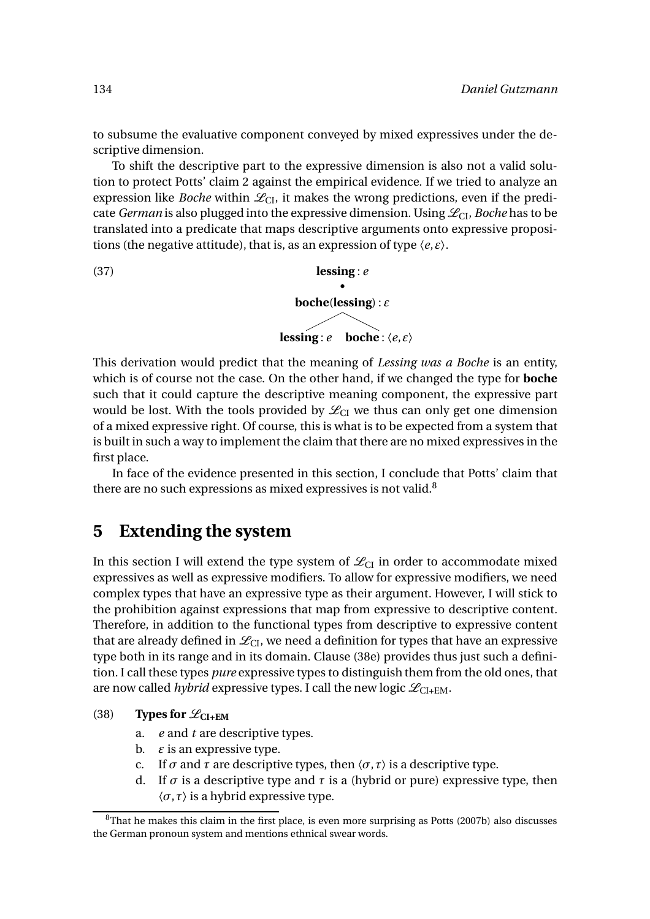to subsume the evaluative component conveyed by mixed expressives under the descriptive dimension.

To shift the descriptive part to the expressive dimension is also not a valid solution to protect Potts' claim 2 against the empirical evidence. If we tried to analyze an expression like *Boche* within $\mathscr{L}_{\text{CI}}$, it makes the wrong predictions, even if the predicate *German* is also plugged into the expressive dimension. Using $\mathscr{L}_{\text{CI}}$, *Boche* has to be translated into a predicate that maps descriptive arguments onto expressive propositions (the negative attitude), that is, as an expression of type $\langle e, \varepsilon \rangle$.

(37)

$$
\begin{array}{c}
\textbf{lessing} : e \\
\bullet \\
\textbf{boche}(\textbf{lessing}) : \varepsilon \\
\diagup \quad \diagdown \\
\textbf{lessing} : e \quad \textbf{boche} : \langle e, \varepsilon \rangle
\end{array}
$$

This derivation would predict that the meaning of *Lessing was a Boche* is an entity, which is of course not the case. On the other hand, if we changed the type for **boche** such that it could capture the descriptive meaning component, the expressive part would be lost. With the tools provided by $\mathscr{L}_{\text{CI}}$ we thus can only get one dimension of a mixed expressive right. Of course, this is what is to be expected from a system that is built in such a way to implement the claim that there are no mixed expressives in the first place.

In face of the evidence presented in this section, I conclude that Potts' claim that there are no such expressions as mixed expressives is not valid.[8]

## 5 Extending the system

In this section I will extend the type system of $\mathscr{L}_{\text{CI}}$ in order to accommodate mixed expressives as well as expressive modifiers. To allow for expressive modifiers, we need complex types that have an expressive type as their argument. However, I will stick to the prohibition against expressions that map from expressive to descriptive content. Therefore, in addition to the functional types from descriptive to expressive content that are already defined in $\mathscr{L}_{\text{CI}}$, we need a definition for types that have an expressive type both in its range and in its domain. Clause (38e) provides thus just such a definition. I call these types *pure* expressive types to distinguish them from the old ones, that are now called *hybrid* expressive types. I call the new logic $\mathscr{L}_{\text{CI+EM}}$.

(38) **Types for $\mathscr{L}_{\text{CI+EM}}$**

a. $e$ and $t$ are descriptive types.

b. $\varepsilon$ is an expressive type.

c. If $\sigma$ and $\tau$ are descriptive types, then $\langle \sigma, \tau \rangle$ is a descriptive type.

d. If $\sigma$ is a descriptive type and $\tau$ is a (hybrid or pure) expressive type, then $\langle \sigma, \tau \rangle$ is a hybrid expressive type.

[8] That he makes this claim in the first place, is even more surprising as Potts (2007b) also discusses the German pronoun system and mentions ethnical swear words.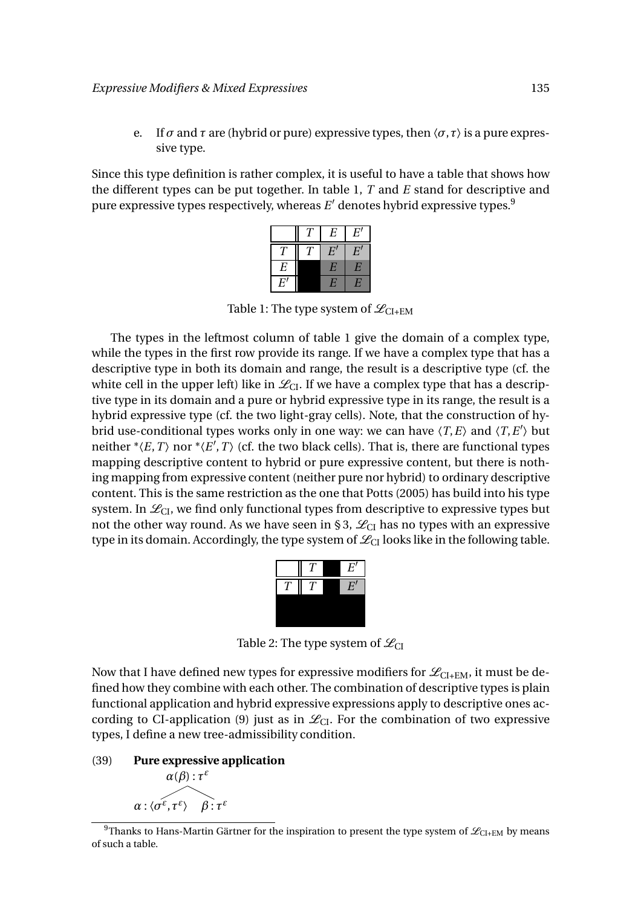e. If $\sigma$ and $\tau$ are (hybrid or pure) expressive types, then $\langle\sigma,\tau\rangle$ is a pure expressive type.

Since this type definition is rather complex, it is useful to have a table that shows how the different types can be put together. In table 1, $T$ and $E$ stand for descriptive and pure expressive types respectively, whereas $E'$ denotes hybrid expressive types.[9]

| | $T$ | $E$ | $E'$ |
|---|---|---|---|
| $T$ | $T$ | $E'$ | $E'$ |
| $E$ | | $E$ | $E$ |
| $E'$ | | $E$ | $E$ |

Table 1: The type system of $\mathscr{L}_{\text{CI+EM}}$

The types in the leftmost column of table 1 give the domain of a complex type, while the types in the first row provide its range. If we have a complex type that has a descriptive type in both its domain and range, the result is a descriptive type (cf. the white cell in the upper left) like in $\mathscr{L}_{\text{CI}}$. If we have a complex type that has a descriptive type in its domain and a pure or hybrid expressive type in its range, the result is a hybrid expressive type (cf. the two light-gray cells). Note, that the construction of hybrid use-conditional types works only in one way: we can have $\langle T,E\rangle$ and $\langle T,E'\rangle$ but neither $^*\langle E,T\rangle$ nor $^*\langle E',T\rangle$ (cf. the two black cells). That is, there are functional types mapping descriptive content to hybrid or pure expressive content, but there is nothing mapping from expressive content (neither pure nor hybrid) to ordinary descriptive content. This is the same restriction as the one that Potts (2005) has build into his type system. In $\mathscr{L}_{\text{CI}}$, we find only functional types from descriptive to expressive types but not the other way round. As we have seen in § 3, $\mathscr{L}_{\text{CI}}$ has no types with an expressive type in its domain. Accordingly, the type system of $\mathscr{L}_{\text{CI}}$ looks like in the following table.

| | $T$ | | $E'$ |
|---|---|---|---|
| $T$ | $T$ | | $E'$ |
| | | | |
| | | | |

Table 2: The type system of $\mathscr{L}_{\text{CI}}$

Now that I have defined new types for expressive modifiers for $\mathscr{L}_{\text{CI+EM}}$, it must be defined how they combine with each other. The combination of descriptive types is plain functional application and hybrid expressive expressions apply to descriptive ones according to CI-application (9) just as in $\mathscr{L}_{\text{CI}}$. For the combination of two expressive types, I define a new tree-admissibility condition.

(39) **Pure expressive application**

$$\begin{array}{c} \alpha(\beta):\tau^{\varepsilon} \\ \diagup \quad \diagdown \\ \alpha:\langle\sigma^{\varepsilon},\tau^{\varepsilon}\rangle \quad \beta:\tau^{\varepsilon} \end{array}$$

[9] Thanks to Hans-Martin Gärtner for the inspiration to present the type system of $\mathscr{L}_{\text{CI+EM}}$ by means of such a table.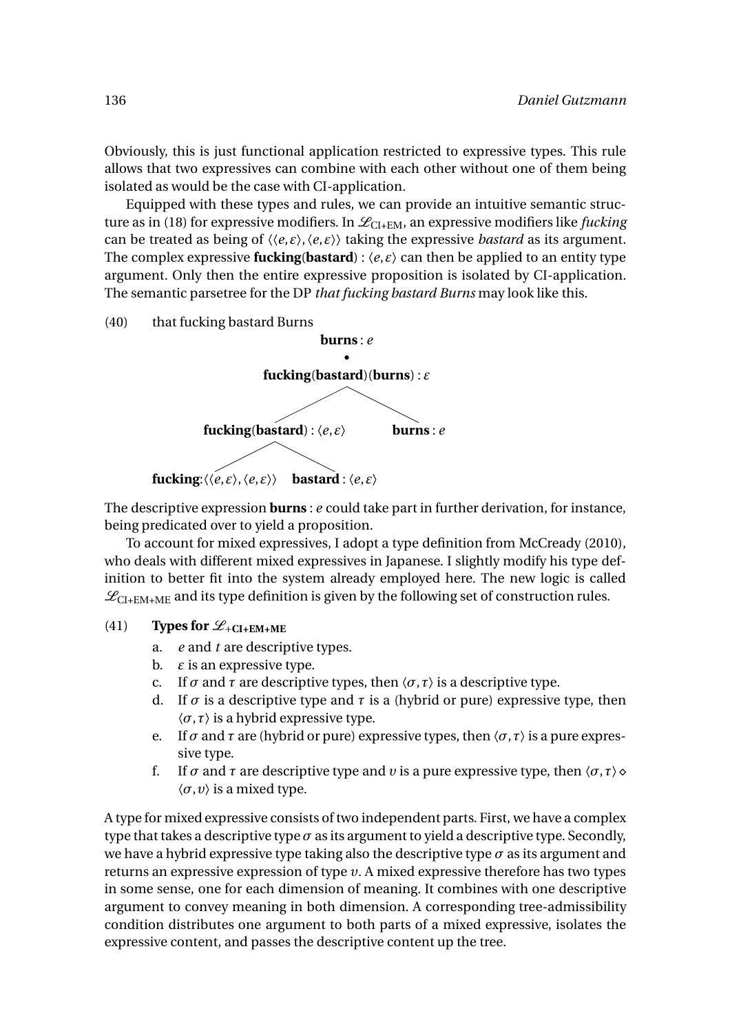Obviously, this is just functional application restricted to expressive types. This rule allows that two expressives can combine with each other without one of them being isolated as would be the case with CI-application.

Equipped with these types and rules, we can provide an intuitive semantic structure as in (18) for expressive modifiers. In $\mathscr{L}_{\text{CI+EM}}$, an expressive modifiers like *fucking* can be treated as being of $\langle\langle e,\varepsilon\rangle,\langle e,\varepsilon\rangle\rangle$ taking the expressive *bastard* as its argument. The complex expressive **fucking**(**bastard**) : $\langle e,\varepsilon\rangle$ can then be applied to an entity type argument. Only then the entire expressive proposition is isolated by CI-application. The semantic parsetree for the DP *that fucking bastard Burns* may look like this.

(40) that fucking bastard Burns

$$\begin{array}{c}
\textbf{burns} : e \\
\bullet \\
\textbf{fucking}(\textbf{bastard})(\textbf{burns}) : \varepsilon \\
\swarrow \qquad \searrow \\
\textbf{fucking}(\textbf{bastard}) : \langle e,\varepsilon\rangle \qquad \textbf{burns} : e \\
\swarrow \qquad \searrow \\
\textbf{fucking} : \langle\langle e,\varepsilon\rangle,\langle e,\varepsilon\rangle\rangle \qquad \textbf{bastard} : \langle e,\varepsilon\rangle
\end{array}$$

The descriptive expression **burns** : $e$ could take part in further derivation, for instance, being predicated over to yield a proposition.

To account for mixed expressives, I adopt a type definition from McCready (2010), who deals with different mixed expressives in Japanese. I slightly modify his type definition to better fit into the system already employed here. The new logic is called $\mathscr{L}_{\text{CI+EM+ME}}$ and its type definition is given by the following set of construction rules.

(41) **Types for $\mathscr{L}_{+\text{CI+EM+ME}}$**

a. $e$ and $t$ are descriptive types.
b. $\varepsilon$ is an expressive type.
c. If $\sigma$ and $\tau$ are descriptive types, then $\langle\sigma,\tau\rangle$ is a descriptive type.
d. If $\sigma$ is a descriptive type and $\tau$ is a (hybrid or pure) expressive type, then $\langle\sigma,\tau\rangle$ is a hybrid expressive type.
e. If $\sigma$ and $\tau$ are (hybrid or pure) expressive types, then $\langle\sigma,\tau\rangle$ is a pure expressive type.
f. If $\sigma$ and $\tau$ are descriptive type and $\upsilon$ is a pure expressive type, then $\langle\sigma,\tau\rangle \diamond \langle\sigma,\upsilon\rangle$ is a mixed type.

A type for mixed expressive consists of two independent parts. First, we have a complex type that takes a descriptive type $\sigma$ as its argument to yield a descriptive type. Secondly, we have a hybrid expressive type taking also the descriptive type $\sigma$ as its argument and returns an expressive expression of type $\upsilon$. A mixed expressive therefore has two types in some sense, one for each dimension of meaning. It combines with one descriptive argument to convey meaning in both dimension. A corresponding tree-admissibility condition distributes one argument to both parts of a mixed expressive, isolates the expressive content, and passes the descriptive content up the tree.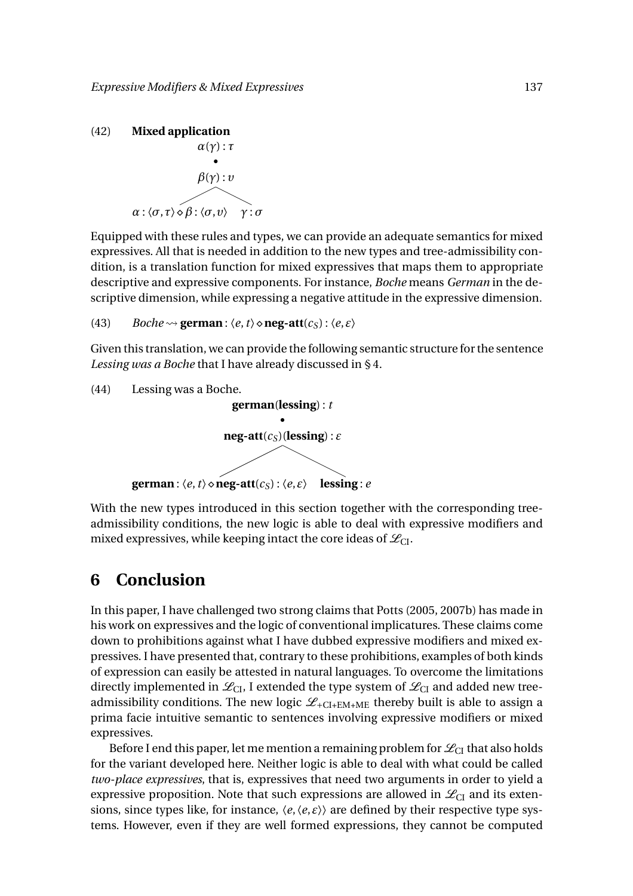(42) **Mixed application**

$$\begin{array}{c} \alpha(\gamma) : \tau \\ \bullet \\ \beta(\gamma) : \upsilon \\ \diagup \qquad \diagdown \\ \alpha : \langle \sigma, \tau \rangle \diamond \beta : \langle \sigma, \upsilon \rangle \quad \gamma : \sigma \end{array}$$

Equipped with these rules and types, we can provide an adequate semantics for mixed expressives. All that is needed in addition to the new types and tree-admissibility condition, is a translation function for mixed expressives that maps them to appropriate descriptive and expressive components. For instance, *Boche* means *German* in the descriptive dimension, while expressing a negative attitude in the expressive dimension.

(43) *Boche* $\rightsquigarrow$ $\textbf{german} : \langle e, t \rangle \diamond \textbf{neg-att}(c_S) : \langle e, \varepsilon \rangle$

Given this translation, we can provide the following semantic structure for the sentence *Lessing was a Boche* that I have already discussed in § 4.

(44) Lessing was a Boche.

$$\begin{array}{c} \textbf{german}(\textbf{lessing}) : t \\ \bullet \\ \textbf{neg-att}(c_S)(\textbf{lessing}) : \varepsilon \\ \diagup \qquad \diagdown \\ \textbf{german} : \langle e, t \rangle \diamond \textbf{neg-att}(c_S) : \langle e, \varepsilon \rangle \quad \textbf{lessing} : e \end{array}$$

With the new types introduced in this section together with the corresponding tree-admissibility conditions, the new logic is able to deal with expressive modifiers and mixed expressives, while keeping intact the core ideas of $\mathscr{L}_{\text{CI}}$.

# 6 Conclusion

In this paper, I have challenged two strong claims that Potts (2005, 2007b) has made in his work on expressives and the logic of conventional implicatures. These claims come down to prohibitions against what I have dubbed expressive modifiers and mixed expressives. I have presented that, contrary to these prohibitions, examples of both kinds of expression can easily be attested in natural languages. To overcome the limitations directly implemented in $\mathscr{L}_{\text{CI}}$, I extended the type system of $\mathscr{L}_{\text{CI}}$ and added new tree-admissibility conditions. The new logic $\mathscr{L}_{\text{+CI+EM+ME}}$ thereby built is able to assign a prima facie intuitive semantic to sentences involving expressive modifiers or mixed expressives.

Before I end this paper, let me mention a remaining problem for $\mathscr{L}_{\text{CI}}$ that also holds for the variant developed here. Neither logic is able to deal with what could be called *two-place expressives*, that is, expressives that need two arguments in order to yield a expressive proposition. Note that such expressions are allowed in $\mathscr{L}_{\text{CI}}$ and its extensions, since types like, for instance, $\langle e, \langle e, \varepsilon \rangle \rangle$ are defined by their respective type systems. However, even if they are well formed expressions, they cannot be computed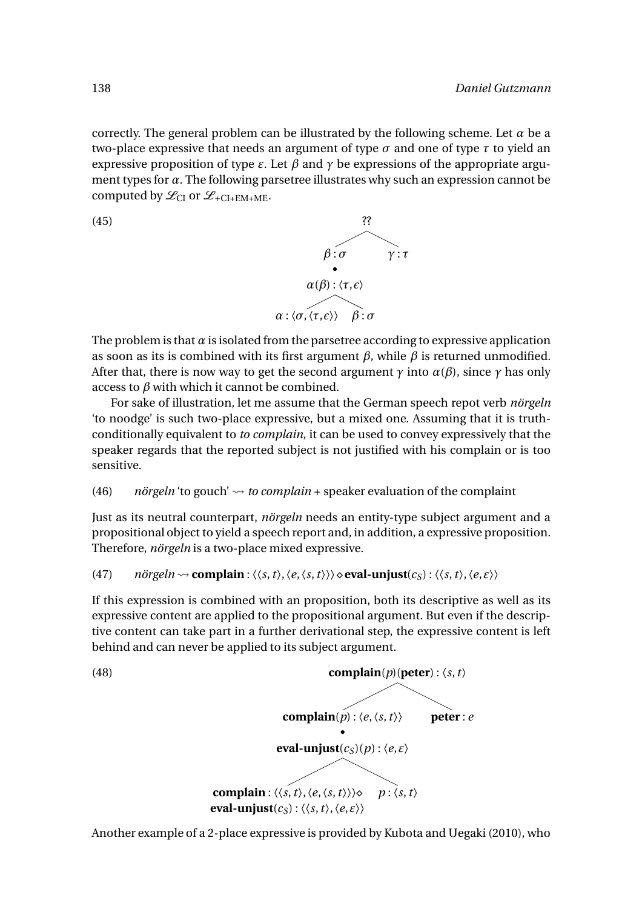correctly. The general problem can be illustrated by the following scheme. Let $\alpha$ be a two-place expressive that needs an argument of type $\sigma$ and one of type $\tau$ to yield an expressive proposition of type $\varepsilon$. Let $\beta$ and $\gamma$ be expressions of the appropriate argument types for $\alpha$. The following parsetree illustrates why such an expression cannot be computed by $\mathscr{L}_{\text{CI}}$ or $\mathscr{L}_{+\text{CI+EM+ME}}$.

(45)

```
                    ??
                 /      \
             β : σ      γ : τ
               •
        α(β) : ⟨τ, ε⟩
           /        \
α : ⟨σ, ⟨τ, ε⟩⟩    β : σ
```

The problem is that $\alpha$ is isolated from the parsetree according to expressive application as soon as its is combined with its first argument $\beta$, while $\beta$ is returned unmodified. After that, there is now way to get the second argument $\gamma$ into $\alpha(\beta)$, since $\gamma$ has only access to $\beta$ with which it cannot be combined.

For sake of illustration, let me assume that the German speech repot verb *nörgeln* 'to noodge' is such two-place expressive, but a mixed one. Assuming that it is truth-conditionally equivalent to *to complain*, it can be used to convey expressively that the speaker regards that the reported subject is not justified with his complain or is too sensitive.

(46) *nörgeln* 'to gouch' $\rightsquigarrow$ *to complain* + speaker evaluation of the complaint

Just as its neutral counterpart, *nörgeln* needs an entity-type subject argument and a propositional object to yield a speech report and, in addition, a expressive proposition. Therefore, *nörgeln* is a two-place mixed expressive.

(47) *nörgeln* $\rightsquigarrow$ $\textbf{complain} : \langle\langle s,t\rangle,\langle e,\langle s,t\rangle\rangle\rangle \diamond \textbf{eval-unjust}(c_S) : \langle\langle s,t\rangle,\langle e,\varepsilon\rangle\rangle$

If this expression is combined with an proposition, both its descriptive as well as its expressive content are applied to the propositional argument. But even if the descriptive content can take part in a further derivational step, the expressive content is left behind and can never be applied to its subject argument.

(48)

```
                         complain(p)(peter) : ⟨s, t⟩
                          /                     \
          complain(p) : ⟨e, ⟨s, t⟩⟩           peter : e
                  •
      eval-unjust(c_S)(p) : ⟨e, ε⟩
            /                       \
complain : ⟨⟨s, t⟩, ⟨e, ⟨s, t⟩⟩⟩⋄     p : ⟨s, t⟩
eval-unjust(c_S) : ⟨⟨s, t⟩, ⟨e, ε⟩⟩
```

Another example of a 2-place expressive is provided by Kubota and Uegaki (2010), who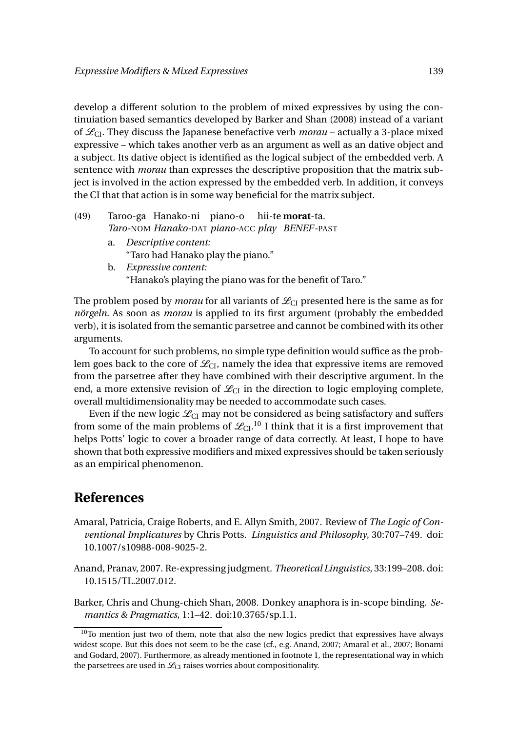develop a different solution to the problem of mixed expressives by using the continuation based semantics developed by Barker and Shan (2008) instead of a variant of $\mathcal{L}_{\text{CI}}$. They discuss the Japanese benefactive verb *morau* – actually a 3-place mixed expressive – which takes another verb as an argument as well as an dative object and a subject. Its dative object is identified as the logical subject of the embedded verb. A sentence with *morau* than expresses the descriptive proposition that the matrix subject is involved in the action expressed by the embedded verb. In addition, it conveys the CI that that action is in some way beneficial for the matrix subject.

(49) Taroo-ga Hanako-ni piano-o hii-te **morat**-ta.
*Taro*-NOM *Hanako*-DAT *piano*-ACC *play BENEF*-PAST

a. *Descriptive content:*
"Taro had Hanako play the piano."

b. *Expressive content:*
"Hanako's playing the piano was for the benefit of Taro."

The problem posed by *morau* for all variants of $\mathcal{L}_{\text{CI}}$ presented here is the same as for *nörgeln*. As soon as *morau* is applied to its first argument (probably the embedded verb), it is isolated from the semantic parsetree and cannot be combined with its other arguments.

To account for such problems, no simple type definition would suffice as the problem goes back to the core of $\mathcal{L}_{\text{CI}}$, namely the idea that expressive items are removed from the parsetree after they have combined with their descriptive argument. In the end, a more extensive revision of $\mathcal{L}_{\text{CI}}$ in the direction to logic employing complete, overall multidimensionality may be needed to accommodate such cases.

Even if the new logic $\mathcal{L}_{\text{CI}}$ may not be considered as being satisfactory and suffers from some of the main problems of $\mathcal{L}_{\text{CI}}$.[10] I think that it is a first improvement that helps Potts' logic to cover a broader range of data correctly. At least, I hope to have shown that both expressive modifiers and mixed expressives should be taken seriously as an empirical phenomenon.

## References

Amaral, Patricia, Craige Roberts, and E. Allyn Smith, 2007. Review of *The Logic of Conventional Implicatures* by Chris Potts. *Linguistics and Philosophy*, 30:707–749. doi: 10.1007/s10988-008-9025-2.

Anand, Pranav, 2007. Re-expressing judgment. *Theoretical Linguistics*, 33:199–208. doi: 10.1515/TL.2007.012.

Barker, Chris and Chung-chieh Shan, 2008. Donkey anaphora is in-scope binding. *Semantics & Pragmatics*, 1:1–42. doi:10.3765/sp.1.1.

[10] To mention just two of them, note that also the new logics predict that expressives have always widest scope. But this does not seem to be the case (cf., e.g. Anand, 2007; Amaral et al., 2007; Bonami and Godard, 2007). Furthermore, as already mentioned in footnote 1, the representational way in which the parsetrees are used in $\mathcal{L}_{\text{CI}}$ raises worries about compositionality.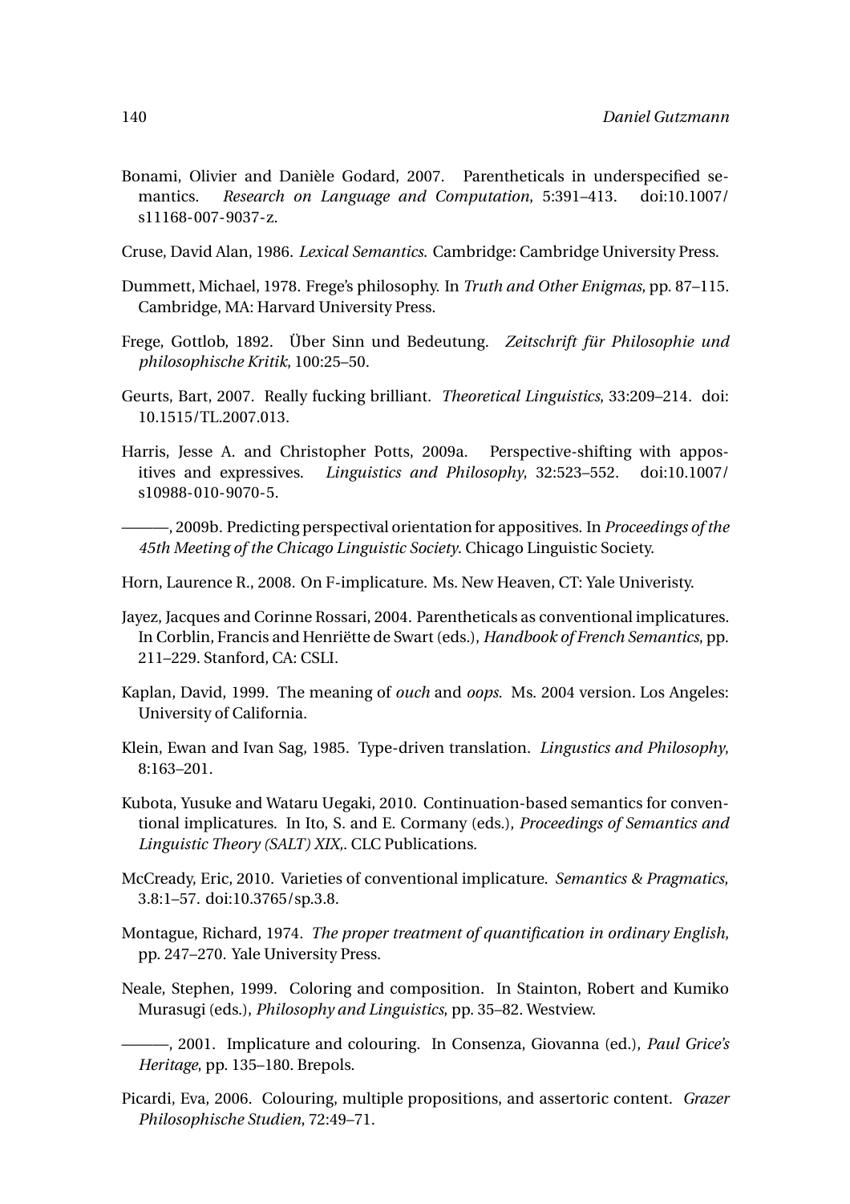Bonami, Olivier and Danièle Godard, 2007. Parentheticals in underspecified semantics. *Research on Language and Computation*, 5:391–413. doi:10.1007/s11168-007-9037-z.

Cruse, David Alan, 1986. *Lexical Semantics*. Cambridge: Cambridge University Press.

Dummett, Michael, 1978. Frege's philosophy. In *Truth and Other Enigmas*, pp. 87–115. Cambridge, MA: Harvard University Press.

Frege, Gottlob, 1892. Über Sinn und Bedeutung. *Zeitschrift für Philosophie und philosophische Kritik*, 100:25–50.

Geurts, Bart, 2007. Really fucking brilliant. *Theoretical Linguistics*, 33:209–214. doi:10.1515/TL.2007.013.

Harris, Jesse A. and Christopher Potts, 2009a. Perspective-shifting with appositives and expressives. *Linguistics and Philosophy*, 32:523–552. doi:10.1007/s10988-010-9070-5.

———, 2009b. Predicting perspectival orientation for appositives. In *Proceedings of the 45th Meeting of the Chicago Linguistic Society*. Chicago Linguistic Society.

Horn, Laurence R., 2008. On F-implicature. Ms. New Heaven, CT: Yale Univeristy.

Jayez, Jacques and Corinne Rossari, 2004. Parentheticals as conventional implicatures. In Corblin, Francis and Henriëtte de Swart (eds.), *Handbook of French Semantics*, pp. 211–229. Stanford, CA: CSLI.

Kaplan, David, 1999. The meaning of *ouch* and *oops*. Ms. 2004 version. Los Angeles: University of California.

Klein, Ewan and Ivan Sag, 1985. Type-driven translation. *Lingustics and Philosophy*, 8:163–201.

Kubota, Yusuke and Wataru Uegaki, 2010. Continuation-based semantics for conventional implicatures. In Ito, S. and E. Cormany (eds.), *Proceedings of Semantics and Linguistic Theory (SALT) XIX,*. CLC Publications.

McCready, Eric, 2010. Varieties of conventional implicature. *Semantics & Pragmatics*, 3.8:1–57. doi:10.3765/sp.3.8.

Montague, Richard, 1974. *The proper treatment of quantification in ordinary English*, pp. 247–270. Yale University Press.

Neale, Stephen, 1999. Coloring and composition. In Stainton, Robert and Kumiko Murasugi (eds.), *Philosophy and Linguistics*, pp. 35–82. Westview.

———, 2001. Implicature and colouring. In Consenza, Giovanna (ed.), *Paul Grice's Heritage*, pp. 135–180. Brepols.

Picardi, Eva, 2006. Colouring, multiple propositions, and assertoric content. *Grazer Philosophische Studien*, 72:49–71.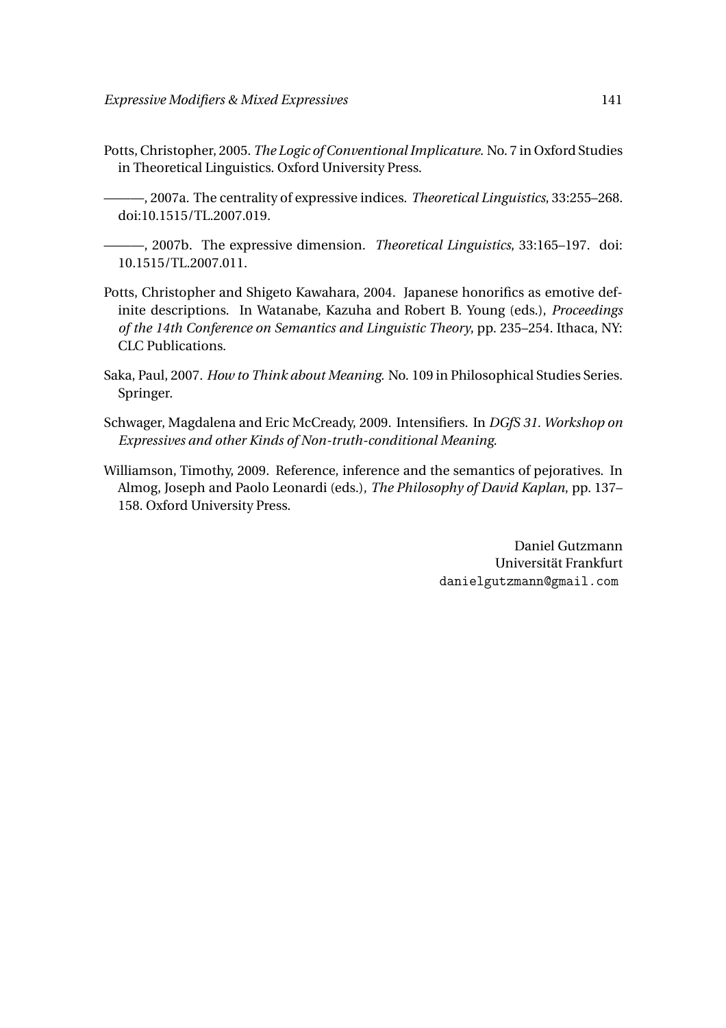Potts, Christopher, 2005. *The Logic of Conventional Implicature*. No. 7 in Oxford Studies in Theoretical Linguistics. Oxford University Press.

———, 2007a. The centrality of expressive indices. *Theoretical Linguistics*, 33:255–268. doi:10.1515/TL.2007.019.

———, 2007b. The expressive dimension. *Theoretical Linguistics*, 33:165–197. doi: 10.1515/TL.2007.011.

Potts, Christopher and Shigeto Kawahara, 2004. Japanese honorifics as emotive definite descriptions. In Watanabe, Kazuha and Robert B. Young (eds.), *Proceedings of the 14th Conference on Semantics and Linguistic Theory*, pp. 235–254. Ithaca, NY: CLC Publications.

Saka, Paul, 2007. *How to Think about Meaning*. No. 109 in Philosophical Studies Series. Springer.

Schwager, Magdalena and Eric McCready, 2009. Intensifiers. In *DGfS 31. Workshop on Expressives and other Kinds of Non-truth-conditional Meaning*.

Williamson, Timothy, 2009. Reference, inference and the semantics of pejoratives. In Almog, Joseph and Paolo Leonardi (eds.), *The Philosophy of David Kaplan*, pp. 137–158. Oxford University Press.

Daniel Gutzmann
Universität Frankfurt
danielgutzmann@gmail.com